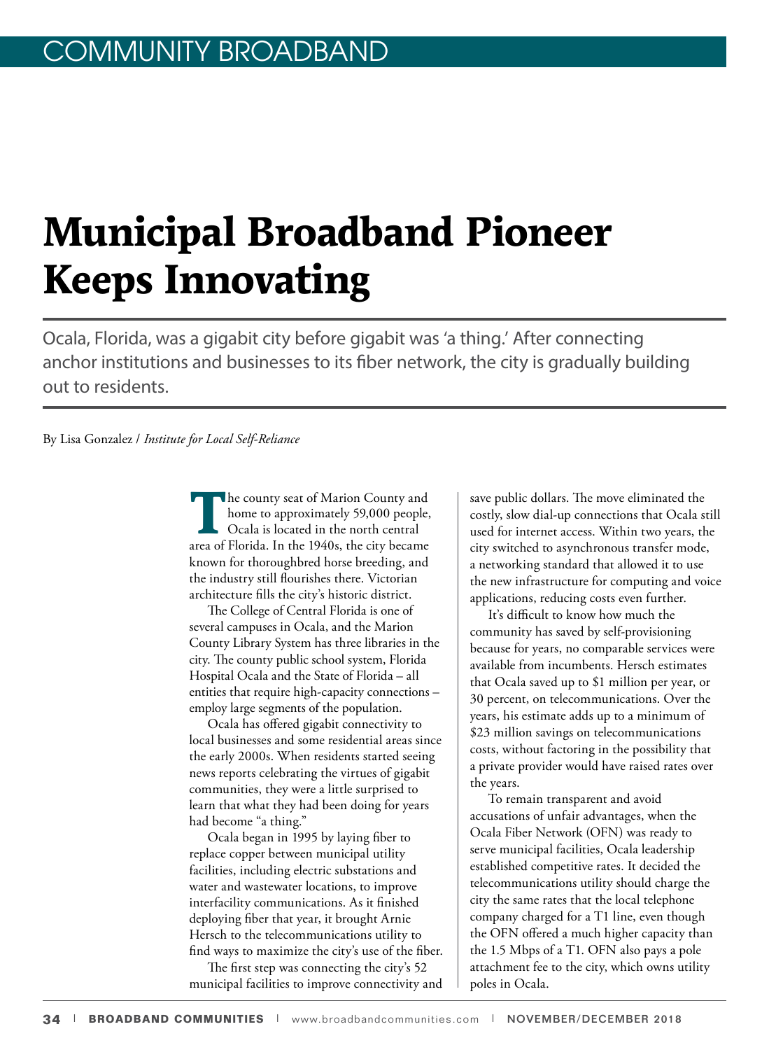COMMUNITY BROADBAND

# Municipal Broadband Pioneer Keeps Innovating

Ocala, Florida, was a gigabit city before gigabit was 'a thing.' After connecting anchor institutions and businesses to its fiber network, the city is gradually building out to residents.

By Lisa Gonzalez / *Institute for Local Self-Reliance*

The county seat of Marion County and home to approximately 59,000 people, Ocala is located in the north central area of Florida. In the 1940s, the city became known for thoroughbred horse breeding, and the industry still flourishes there. Victorian architecture fills the city's historic district.

The College of Central Florida is one of several campuses in Ocala, and the Marion County Library System has three libraries in the city. The county public school system, Florida Hospital Ocala and the State of Florida – all entities that require high-capacity connections – employ large segments of the population.

Ocala has offered gigabit connectivity to local businesses and some residential areas since the early 2000s. When residents started seeing news reports celebrating the virtues of gigabit communities, they were a little surprised to learn that what they had been doing for years had become "a thing."

Ocala began in 1995 by laying fiber to replace copper between municipal utility facilities, including electric substations and water and wastewater locations, to improve interfacility communications. As it finished deploying fiber that year, it brought Arnie Hersch to the telecommunications utility to find ways to maximize the city's use of the fiber.

The first step was connecting the city's 52 municipal facilities to improve connectivity and save public dollars. The move eliminated the costly, slow dial-up connections that Ocala still used for internet access. Within two years, the city switched to asynchronous transfer mode, a networking standard that allowed it to use the new infrastructure for computing and voice applications, reducing costs even further.

It's difficult to know how much the community has saved by self-provisioning because for years, no comparable services were available from incumbents. Hersch estimates that Ocala saved up to $1 million per year, or 30 percent, on telecommunications. Over the years, his estimate adds up to a minimum of $23 million savings on telecommunications costs, without factoring in the possibility that a private provider would have raised rates over the years.

To remain transparent and avoid accusations of unfair advantages, when the Ocala Fiber Network (OFN) was ready to serve municipal facilities, Ocala leadership established competitive rates. It decided the telecommunications utility should charge the city the same rates that the local telephone company charged for a T1 line, even though the OFN offered a much higher capacity than the 1.5 Mbps of a T1. OFN also pays a pole attachment fee to the city, which owns utility poles in Ocala.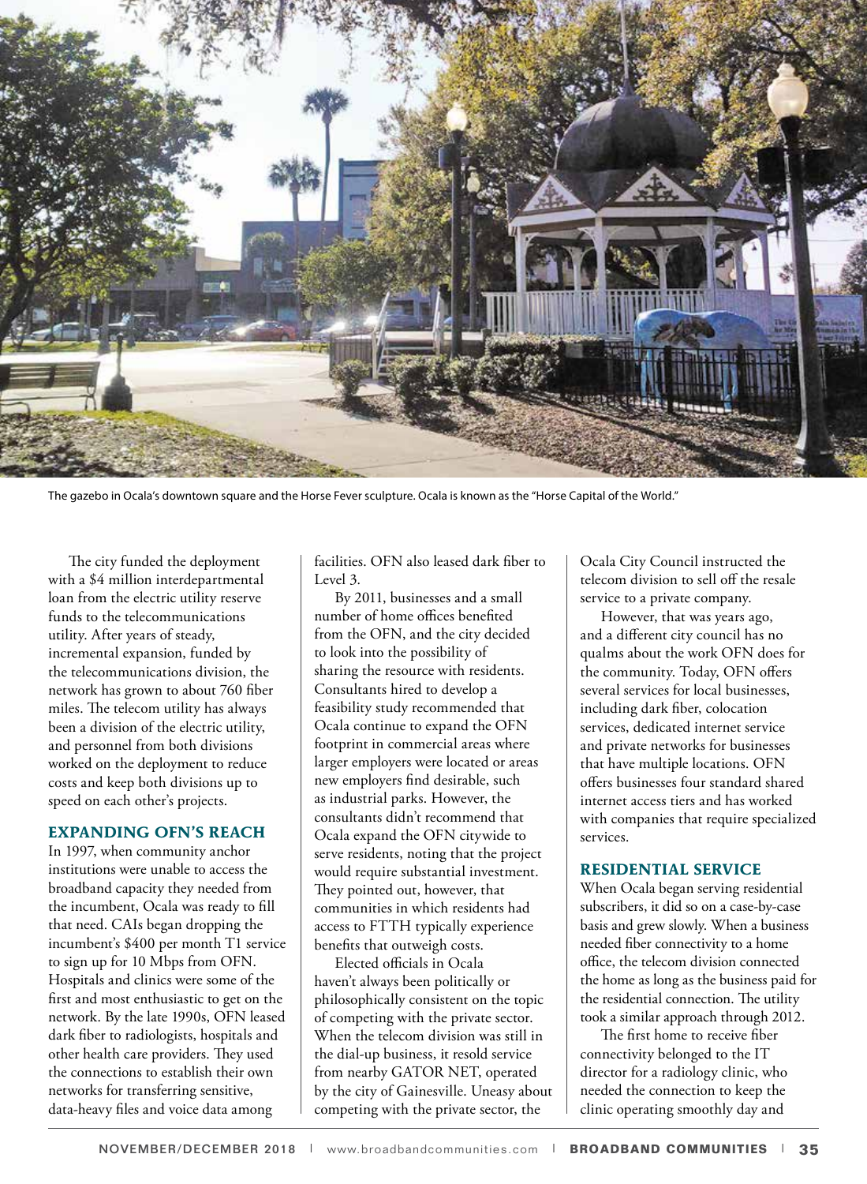The gazebo in Ocala's downtown square and the Horse Fever sculpture. Ocala is known as the "Horse Capital of the World."

The city funded the deployment with a $4 million interdepartmental loan from the electric utility reserve funds to the telecommunications utility. After years of steady, incremental expansion, funded by the telecommunications division, the network has grown to about 760 fiber miles. The telecom utility has always been a division of the electric utility, and personnel from both divisions worked on the deployment to reduce costs and keep both divisions up to speed on each other's projects.

### EXPANDING OFN'S REACH

In 1997, when community anchor institutions were unable to access the broadband capacity they needed from the incumbent, Ocala was ready to fill that need. CAIs began dropping the incumbent's $400 per month T1 service to sign up for 10 Mbps from OFN. Hospitals and clinics were some of the first and most enthusiastic to get on the network. By the late 1990s, OFN leased dark fiber to radiologists, hospitals and other health care providers. They used the connections to establish their own networks for transferring sensitive, data-heavy files and voice data among facilities. OFN also leased dark fiber to Level 3.

By 2011, businesses and a small number of home offices benefited from the OFN, and the city decided to look into the possibility of sharing the resource with residents. Consultants hired to develop a feasibility study recommended that Ocala continue to expand the OFN footprint in commercial areas where larger employers were located or areas new employers find desirable, such as industrial parks. However, the consultants didn't recommend that Ocala expand the OFN citywide to serve residents, noting that the project would require substantial investment. They pointed out, however, that communities in which residents had access to FTTH typically experience benefits that outweigh costs.

Elected officials in Ocala haven't always been politically or philosophically consistent on the topic of competing with the private sector. When the telecom division was still in the dial-up business, it resold service from nearby GATOR NET, operated by the city of Gainesville. Uneasy about competing with the private sector, the Ocala City Council instructed the telecom division to sell off the resale service to a private company.

However, that was years ago, and a different city council has no qualms about the work OFN does for the community. Today, OFN offers several services for local businesses, including dark fiber, colocation services, dedicated internet service and private networks for businesses that have multiple locations. OFN offers businesses four standard shared internet access tiers and has worked with companies that require specialized services.

### RESIDENTIAL SERVICE

When Ocala began serving residential subscribers, it did so on a case-by-case basis and grew slowly. When a business needed fiber connectivity to a home office, the telecom division connected the home as long as the business paid for the residential connection. The utility took a similar approach through 2012.

The first home to receive fiber connectivity belonged to the IT director for a radiology clinic, who needed the connection to keep the clinic operating smoothly day and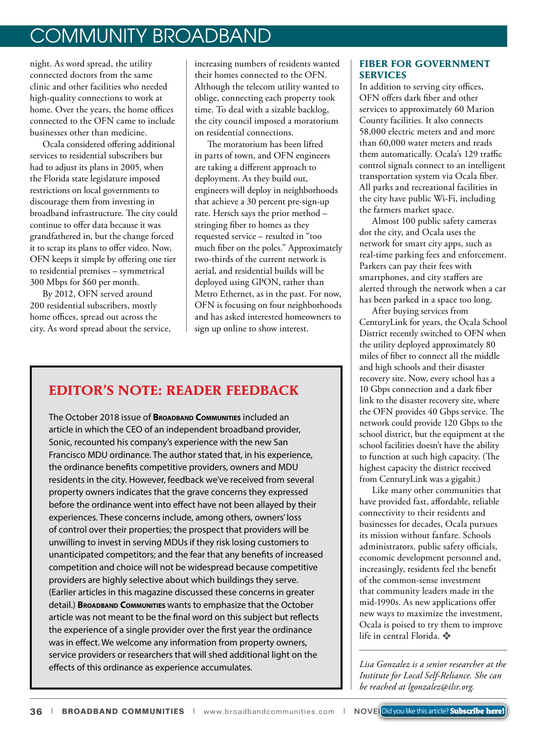night. As word spread, the utility connected doctors from the same clinic and other facilities who needed high-quality connections to work at home. Over the years, the home offices connected to the OFN came to include businesses other than medicine.

Ocala considered offering additional services to residential subscribers but had to adjust its plans in 2005, when the Florida state legislature imposed restrictions on local governments to discourage them from investing in broadband infrastructure. The city could continue to offer data because it was grandfathered in, but the change forced it to scrap its plans to offer video. Now, OFN keeps it simple by offering one tier to residential premises – symmetrical 300 Mbps for $60 per month.

By 2012, OFN served around 200 residential subscribers, mostly home offices, spread out across the city. As word spread about the service, increasing numbers of residents wanted their homes connected to the OFN. Although the telecom utility wanted to oblige, connecting each property took time. To deal with a sizable backlog, the city council imposed a moratorium on residential connections.

The moratorium has been lifted in parts of town, and OFN engineers are taking a different approach to deployment. As they build out, engineers will deploy in neighborhoods that achieve a 30 percent pre-sign-up rate. Hersch says the prior method – stringing fiber to homes as they requested service – resulted in "too much fiber on the poles." Approximately two-thirds of the current network is aerial, and residential builds will be deployed using GPON, rather than Metro Ethernet, as in the past. For now, OFN is focusing on four neighborhoods and has asked interested homeowners to sign up online to show interest.

## FIBER FOR GOVERNMENT SERVICES

In addition to serving city offices, OFN offers dark fiber and other services to approximately 60 Marion County facilities. It also connects 58,000 electric meters and and more than 60,000 water meters and reads them automatically. Ocala's 129 traffic control signals connect to an intelligent transportation system via Ocala fiber. All parks and recreational facilities in the city have public Wi-Fi, including the farmers market space.

Almost 100 public safety cameras dot the city, and Ocala uses the network for smart city apps, such as real-time parking fees and enforcement. Parkers can pay their fees with smartphones, and city staffers are alerted through the network when a car has been parked in a space too long.

After buying services from CenturyLink for years, the Ocala School District recently switched to OFN when the utility deployed approximately 80 miles of fiber to connect all the middle and high schools and their disaster recovery site. Now, every school has a 10 Gbps connection and a dark fiber link to the disaster recovery site, where the OFN provides 40 Gbps service. The network could provide 120 Gbps to the school district, but the equipment at the school facilities doesn't have the ability to function at such high capacity. (The highest capacity the district received from CenturyLink was a gigabit.)

Like many other communities that have provided fast, affordable, reliable connectivity to their residents and businesses for decades, Ocala pursues its mission without fanfare. Schools administrators, public safety officials, economic development personnel and, increasingly, residents feel the benefit of the common-sense investment that community leaders made in the mid-1990s. As new applications offer new ways to maximize the investment, Ocala is poised to try them to improve life in central Florida. ❖

*Lisa Gonzalez is a senior researcher at the Institute for Local Self-Reliance. She can be reached at lgonzalez@ilsr.org.*

## EDITOR'S NOTE: READER FEEDBACK

The October 2018 issue of **Broadband Communities** included an article in which the CEO of an independent broadband provider, Sonic, recounted his company's experience with the new San Francisco MDU ordinance. The author stated that, in his experience, the ordinance benefits competitive providers, owners and MDU residents in the city. However, feedback we've received from several property owners indicates that the grave concerns they expressed before the ordinance went into effect have not been allayed by their experiences. These concerns include, among others, owners' loss of control over their properties; the prospect that providers will be unwilling to invest in serving MDUs if they risk losing customers to unanticipated competitors; and the fear that any benefits of increased competition and choice will not be widespread because competitive providers are highly selective about which buildings they serve. (Earlier articles in this magazine discussed these concerns in greater detail.) **Broadband Communities** wants to emphasize that the October article was not meant to be the final word on this subject but reflects the experience of a single provider over the first year the ordinance was in effect. We welcome any information from property owners, service providers or researchers that will shed additional light on the effects of this ordinance as experience accumulates.

Did you like this article? **Subscribe here!**